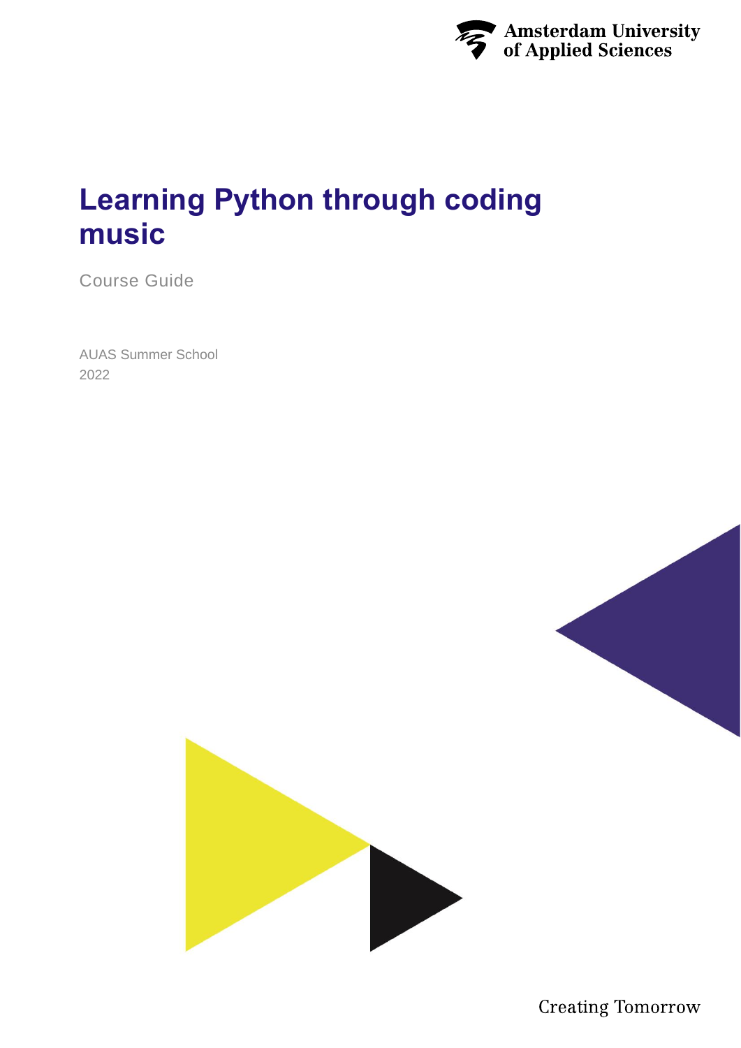# Learning Python through coding music

Course Guide

AUAS Summer School
2022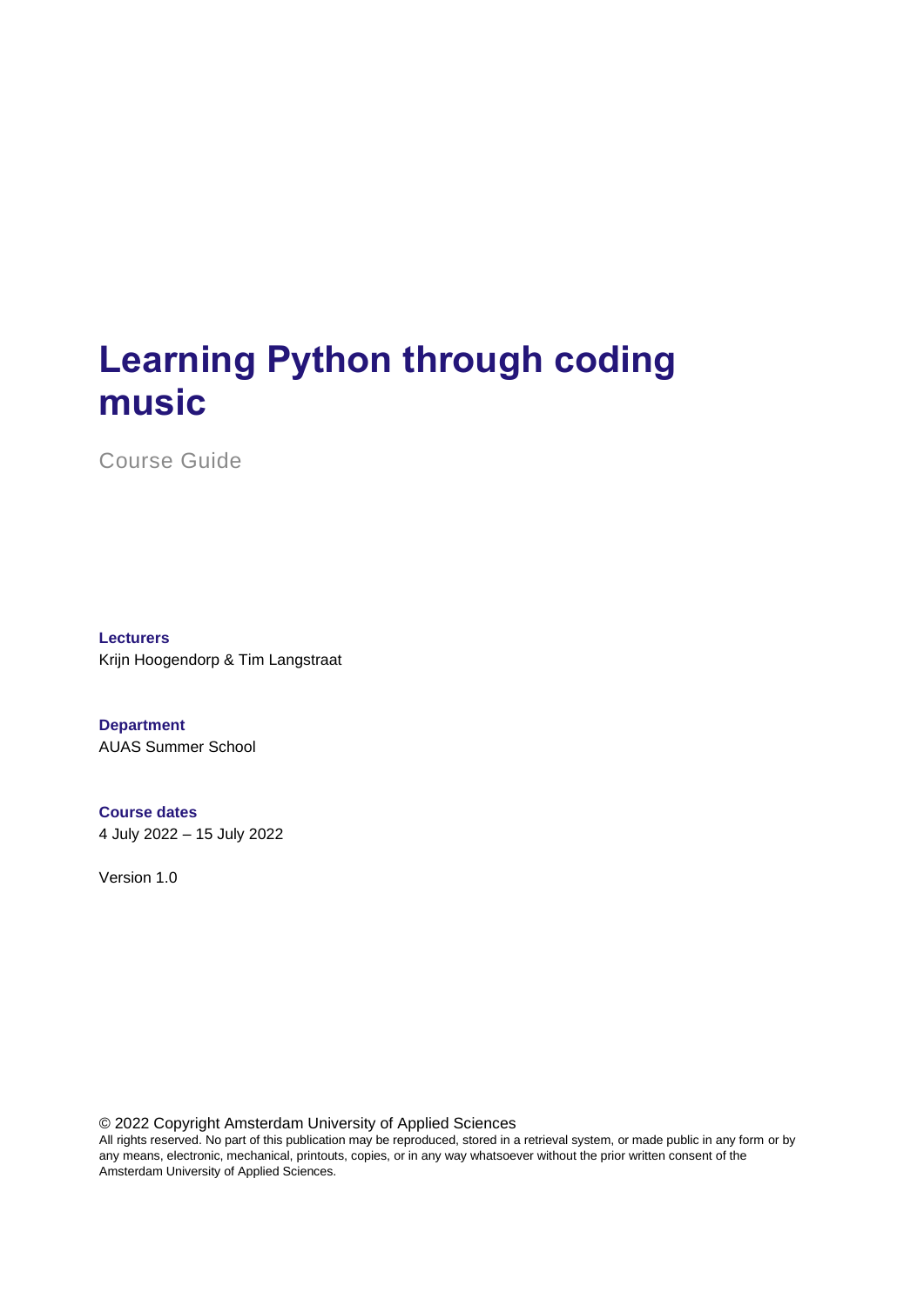# Learning Python through coding music

Course Guide

**Lecturers**
Krijn Hoogendorp & Tim Langstraat

**Department**
AUAS Summer School

**Course dates**
4 July 2022 – 15 July 2022

Version 1.0

© 2022 Copyright Amsterdam University of Applied Sciences
All rights reserved. No part of this publication may be reproduced, stored in a retrieval system, or made public in any form or by any means, electronic, mechanical, printouts, copies, or in any way whatsoever without the prior written consent of the Amsterdam University of Applied Sciences.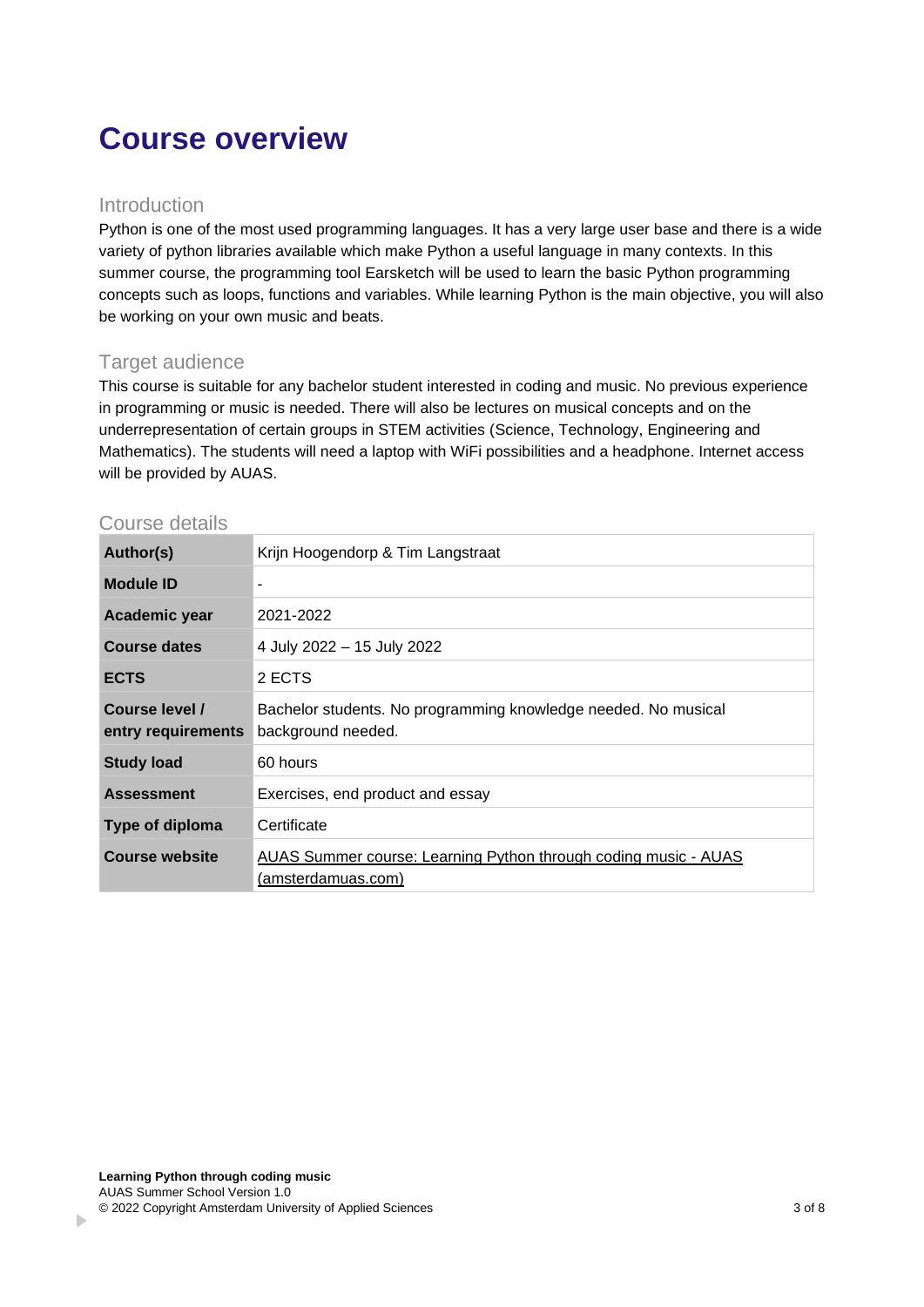# Course overview

## Introduction

Python is one of the most used programming languages. It has a very large user base and there is a wide variety of python libraries available which make Python a useful language in many contexts. In this summer course, the programming tool Earsketch will be used to learn the basic Python programming concepts such as loops, functions and variables. While learning Python is the main objective, you will also be working on your own music and beats.

## Target audience

This course is suitable for any bachelor student interested in coding and music. No previous experience in programming or music is needed. There will also be lectures on musical concepts and on the underrepresentation of certain groups in STEM activities (Science, Technology, Engineering and Mathematics). The students will need a laptop with WiFi possibilities and a headphone. Internet access will be provided by AUAS.

## Course details

| | |
|---|---|
| **Author(s)** | Krijn Hoogendorp & Tim Langstraat |
| **Module ID** | - |
| **Academic year** | 2021-2022 |
| **Course dates** | 4 July 2022 – 15 July 2022 |
| **ECTS** | 2 ECTS |
| **Course level / entry requirements** | Bachelor students. No programming knowledge needed. No musical background needed. |
| **Study load** | 60 hours |
| **Assessment** | Exercises, end product and essay |
| **Type of diploma** | Certificate |
| **Course website** | AUAS Summer course: Learning Python through coding music - AUAS (amsterdamuas.com) |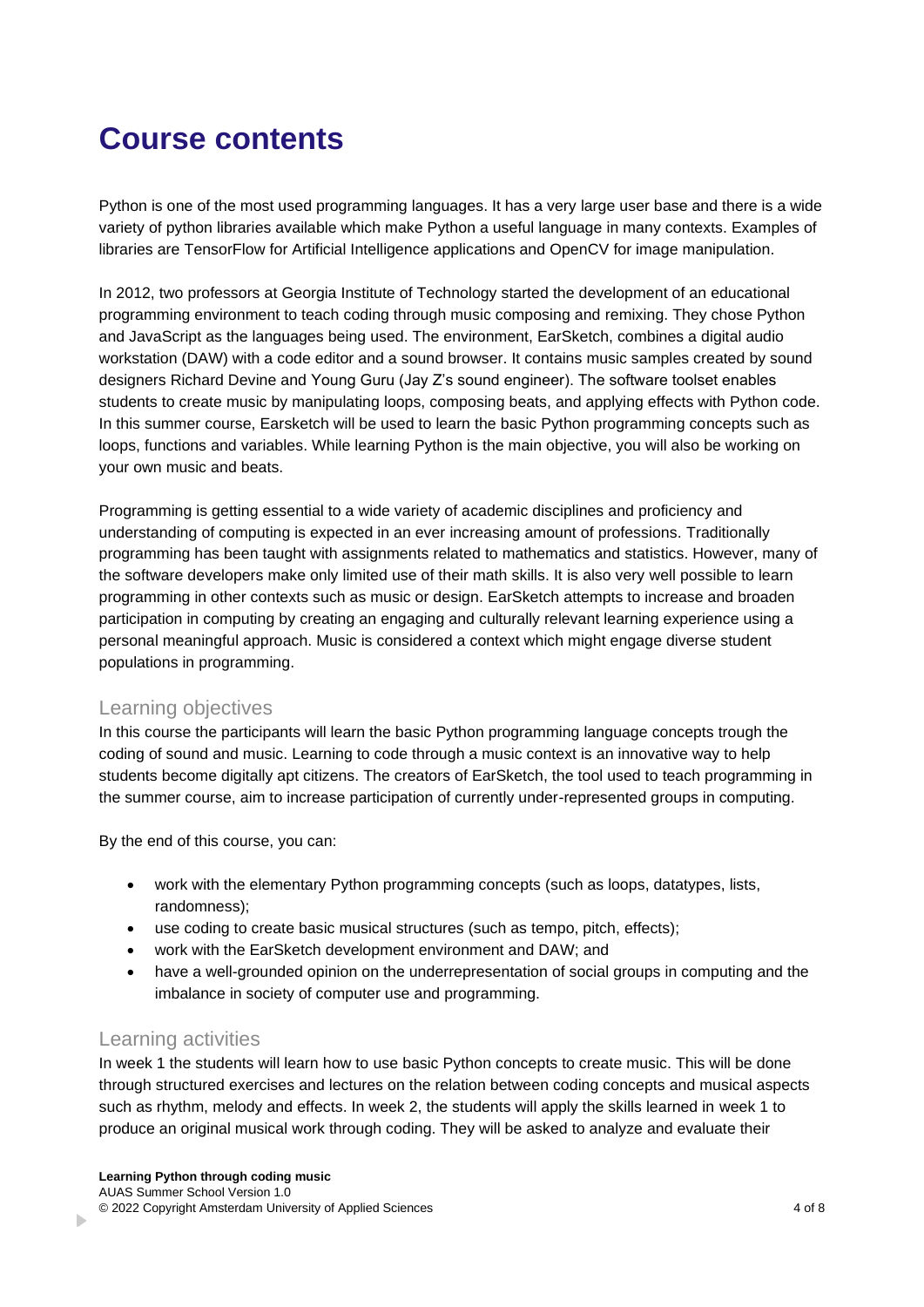# Course contents

Python is one of the most used programming languages. It has a very large user base and there is a wide variety of python libraries available which make Python a useful language in many contexts. Examples of libraries are TensorFlow for Artificial Intelligence applications and OpenCV for image manipulation.

In 2012, two professors at Georgia Institute of Technology started the development of an educational programming environment to teach coding through music composing and remixing. They chose Python and JavaScript as the languages being used. The environment, EarSketch, combines a digital audio workstation (DAW) with a code editor and a sound browser. It contains music samples created by sound designers Richard Devine and Young Guru (Jay Z's sound engineer). The software toolset enables students to create music by manipulating loops, composing beats, and applying effects with Python code. In this summer course, Earsketch will be used to learn the basic Python programming concepts such as loops, functions and variables. While learning Python is the main objective, you will also be working on your own music and beats.

Programming is getting essential to a wide variety of academic disciplines and proficiency and understanding of computing is expected in an ever increasing amount of professions. Traditionally programming has been taught with assignments related to mathematics and statistics. However, many of the software developers make only limited use of their math skills. It is also very well possible to learn programming in other contexts such as music or design. EarSketch attempts to increase and broaden participation in computing by creating an engaging and culturally relevant learning experience using a personal meaningful approach. Music is considered a context which might engage diverse student populations in programming.

## Learning objectives

In this course the participants will learn the basic Python programming language concepts trough the coding of sound and music. Learning to code through a music context is an innovative way to help students become digitally apt citizens. The creators of EarSketch, the tool used to teach programming in the summer course, aim to increase participation of currently under-represented groups in computing.

By the end of this course, you can:

- work with the elementary Python programming concepts (such as loops, datatypes, lists, randomness);
- use coding to create basic musical structures (such as tempo, pitch, effects);
- work with the EarSketch development environment and DAW; and
- have a well-grounded opinion on the underrepresentation of social groups in computing and the imbalance in society of computer use and programming.

## Learning activities

In week 1 the students will learn how to use basic Python concepts to create music. This will be done through structured exercises and lectures on the relation between coding concepts and musical aspects such as rhythm, melody and effects. In week 2, the students will apply the skills learned in week 1 to produce an original musical work through coding. They will be asked to analyze and evaluate their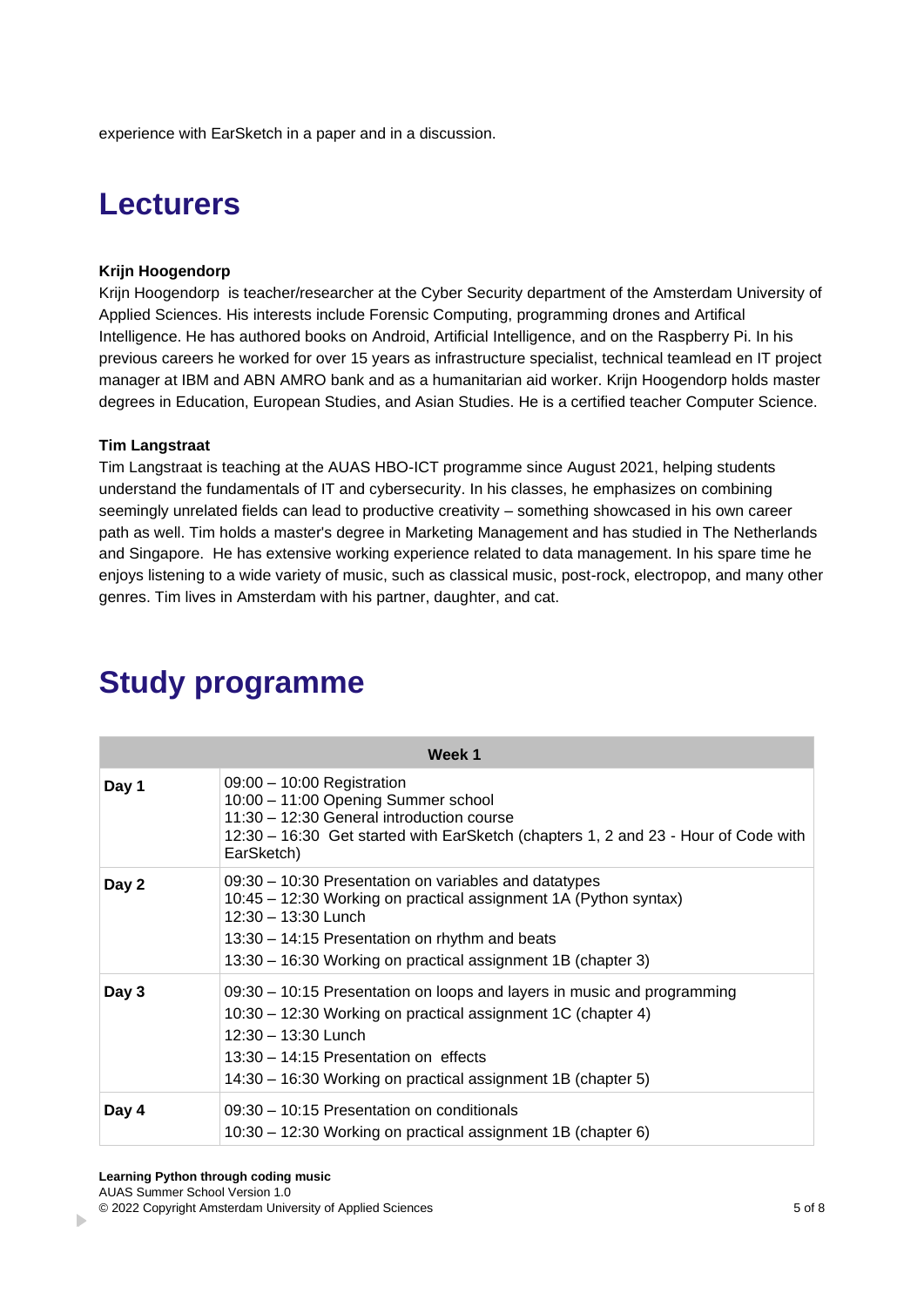experience with EarSketch in a paper and in a discussion.

# Lecturers

**Krijn Hoogendorp**

Krijn Hoogendorp  is teacher/researcher at the Cyber Security department of the Amsterdam University of Applied Sciences. His interests include Forensic Computing, programming drones and Artifical Intelligence. He has authored books on Android, Artificial Intelligence, and on the Raspberry Pi. In his previous careers he worked for over 15 years as infrastructure specialist, technical teamlead en IT project manager at IBM and ABN AMRO bank and as a humanitarian aid worker. Krijn Hoogendorp holds master degrees in Education, European Studies, and Asian Studies. He is a certified teacher Computer Science.

**Tim Langstraat**

Tim Langstraat is teaching at the AUAS HBO-ICT programme since August 2021, helping students understand the fundamentals of IT and cybersecurity. In his classes, he emphasizes on combining seemingly unrelated fields can lead to productive creativity – something showcased in his own career path as well. Tim holds a master's degree in Marketing Management and has studied in The Netherlands and Singapore.  He has extensive working experience related to data management. In his spare time he enjoys listening to a wide variety of music, such as classical music, post-rock, electropop, and many other genres. Tim lives in Amsterdam with his partner, daughter, and cat.

# Study programme

| Week 1 | |
|---|---|
| **Day 1** | 09:00 – 10:00 Registration<br>10:00 – 11:00 Opening Summer school<br>11:30 – 12:30 General introduction course<br>12:30 – 16:30  Get started with EarSketch (chapters 1, 2 and 23 - Hour of Code with EarSketch) |
| **Day 2** | 09:30 – 10:30 Presentation on variables and datatypes<br>10:45 – 12:30 Working on practical assignment 1A (Python syntax)<br>12:30 – 13:30 Lunch<br>13:30 – 14:15 Presentation on rhythm and beats<br>13:30 – 16:30 Working on practical assignment 1B (chapter 3) |
| **Day 3** | 09:30 – 10:15 Presentation on loops and layers in music and programming<br>10:30 – 12:30 Working on practical assignment 1C (chapter 4)<br>12:30 – 13:30 Lunch<br>13:30 – 14:15 Presentation on  effects<br>14:30 – 16:30 Working on practical assignment 1B (chapter 5) |
| **Day 4** | 09:30 – 10:15 Presentation on conditionals<br>10:30 – 12:30 Working on practical assignment 1B (chapter 6) |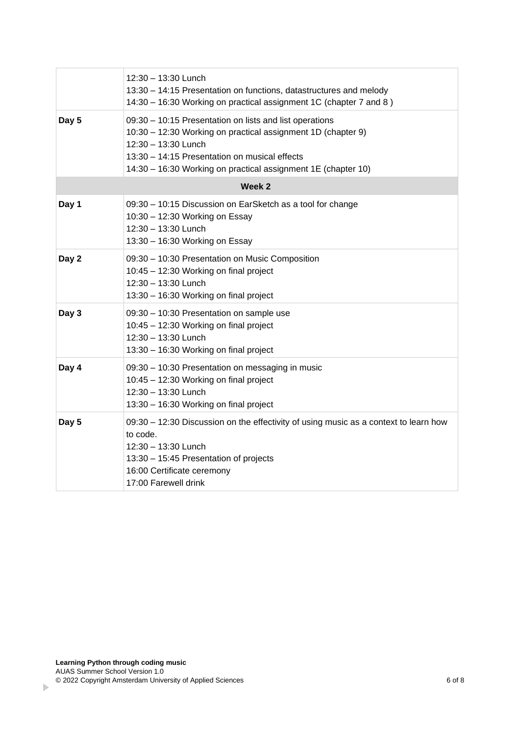| | |
|---|---|
| | 12:30 – 13:30 Lunch<br>13:30 – 14:15 Presentation on functions, datastructures and melody<br>14:30 – 16:30 Working on practical assignment 1C (chapter 7 and 8 ) |
| **Day 5** | 09:30 – 10:15 Presentation on lists and list operations<br>10:30 – 12:30 Working on practical assignment 1D (chapter 9)<br>12:30 – 13:30 Lunch<br>13:30 – 14:15 Presentation on musical effects<br>14:30 – 16:30 Working on practical assignment 1E (chapter 10) |
| **Week 2** | |
| **Day 1** | 09:30 – 10:15 Discussion on EarSketch as a tool for change<br>10:30 – 12:30 Working on Essay<br>12:30 – 13:30 Lunch<br>13:30 – 16:30 Working on Essay |
| **Day 2** | 09:30 – 10:30 Presentation on Music Composition<br>10:45 – 12:30 Working on final project<br>12:30 – 13:30 Lunch<br>13:30 – 16:30 Working on final project |
| **Day 3** | 09:30 – 10:30 Presentation on sample use<br>10:45 – 12:30 Working on final project<br>12:30 – 13:30 Lunch<br>13:30 – 16:30 Working on final project |
| **Day 4** | 09:30 – 10:30 Presentation on messaging in music<br>10:45 – 12:30 Working on final project<br>12:30 – 13:30 Lunch<br>13:30 – 16:30 Working on final project |
| **Day 5** | 09:30 – 12:30 Discussion on the effectivity of using music as a context to learn how to code.<br>12:30 – 13:30 Lunch<br>13:30 – 15:45 Presentation of projects<br>16:00 Certificate ceremony<br>17:00 Farewell drink |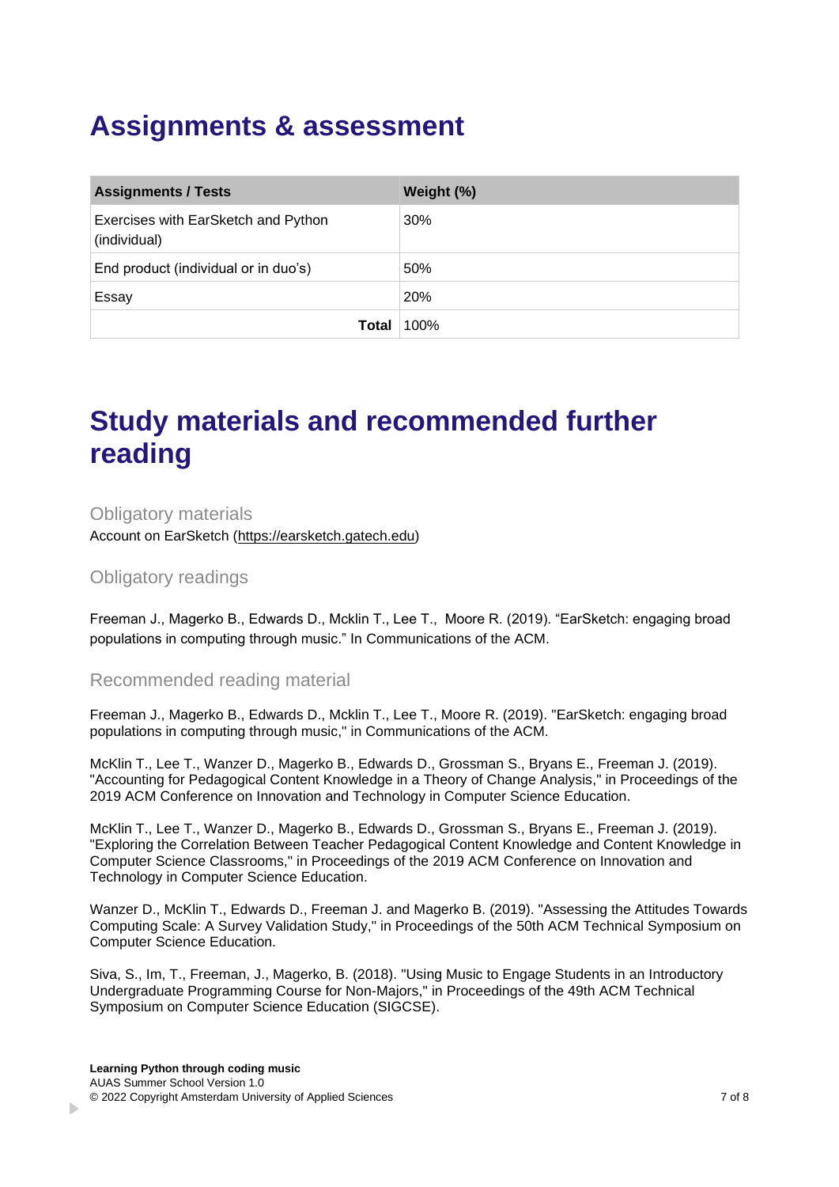# Assignments & assessment

| Assignments / Tests | Weight (%) |
| --- | --- |
| Exercises with EarSketch and Python (individual) | 30% |
| End product (individual or in duo's) | 50% |
| Essay | 20% |
| **Total** | 100% |

# Study materials and recommended further reading

### Obligatory materials

Account on EarSketch (https://earsketch.gatech.edu)

### Obligatory readings

Freeman J., Magerko B., Edwards D., Mcklin T., Lee T., Moore R. (2019). “EarSketch: engaging broad populations in computing through music.” In Communications of the ACM.

### Recommended reading material

Freeman J., Magerko B., Edwards D., Mcklin T., Lee T., Moore R. (2019). "EarSketch: engaging broad populations in computing through music," in Communications of the ACM.

McKlin T., Lee T., Wanzer D., Magerko B., Edwards D., Grossman S., Bryans E., Freeman J. (2019). "Accounting for Pedagogical Content Knowledge in a Theory of Change Analysis," in Proceedings of the 2019 ACM Conference on Innovation and Technology in Computer Science Education.

McKlin T., Lee T., Wanzer D., Magerko B., Edwards D., Grossman S., Bryans E., Freeman J. (2019). "Exploring the Correlation Between Teacher Pedagogical Content Knowledge and Content Knowledge in Computer Science Classrooms," in Proceedings of the 2019 ACM Conference on Innovation and Technology in Computer Science Education.

Wanzer D., McKlin T., Edwards D., Freeman J. and Magerko B. (2019). "Assessing the Attitudes Towards Computing Scale: A Survey Validation Study," in Proceedings of the 50th ACM Technical Symposium on Computer Science Education.

Siva, S., Im, T., Freeman, J., Magerko, B. (2018). "Using Music to Engage Students in an Introductory Undergraduate Programming Course for Non-Majors," in Proceedings of the 49th ACM Technical Symposium on Computer Science Education (SIGCSE).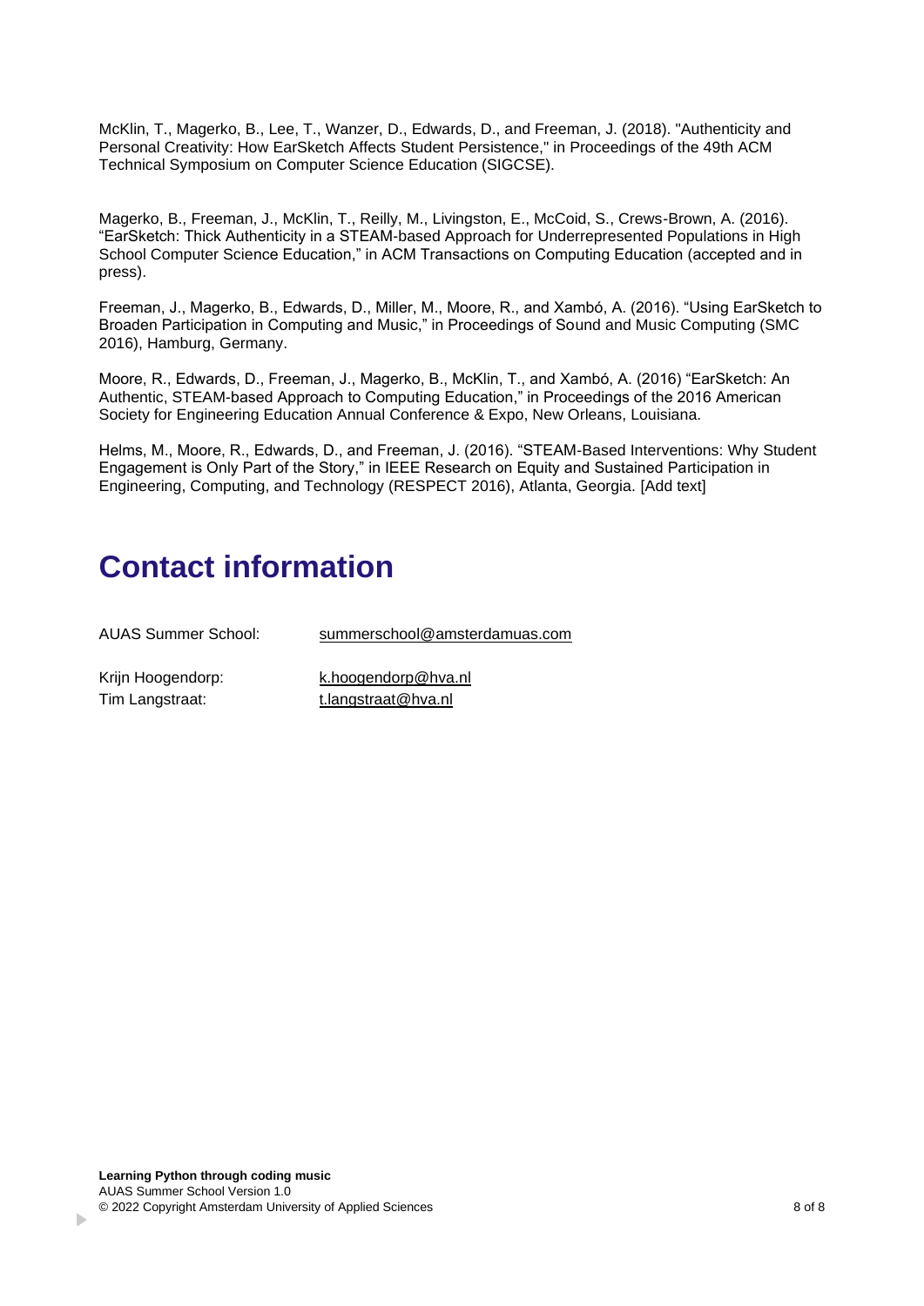McKlin, T., Magerko, B., Lee, T., Wanzer, D., Edwards, D., and Freeman, J. (2018). "Authenticity and Personal Creativity: How EarSketch Affects Student Persistence," in Proceedings of the 49th ACM Technical Symposium on Computer Science Education (SIGCSE).

Magerko, B., Freeman, J., McKlin, T., Reilly, M., Livingston, E., McCoid, S., Crews-Brown, A. (2016). "EarSketch: Thick Authenticity in a STEAM-based Approach for Underrepresented Populations in High School Computer Science Education," in ACM Transactions on Computing Education (accepted and in press).

Freeman, J., Magerko, B., Edwards, D., Miller, M., Moore, R., and Xambó, A. (2016). "Using EarSketch to Broaden Participation in Computing and Music," in Proceedings of Sound and Music Computing (SMC 2016), Hamburg, Germany.

Moore, R., Edwards, D., Freeman, J., Magerko, B., McKlin, T., and Xambó, A. (2016) "EarSketch: An Authentic, STEAM-based Approach to Computing Education," in Proceedings of the 2016 American Society for Engineering Education Annual Conference & Expo, New Orleans, Louisiana.

Helms, M., Moore, R., Edwards, D., and Freeman, J. (2016). "STEAM-Based Interventions: Why Student Engagement is Only Part of the Story," in IEEE Research on Equity and Sustained Participation in Engineering, Computing, and Technology (RESPECT 2016), Atlanta, Georgia. [Add text]

# Contact information

| | |
|---|---|
| AUAS Summer School: | summerschool@amsterdamuas.com |
| Krijn Hoogendorp: | k.hoogendorp@hva.nl |
| Tim Langstraat: | t.langstraat@hva.nl |